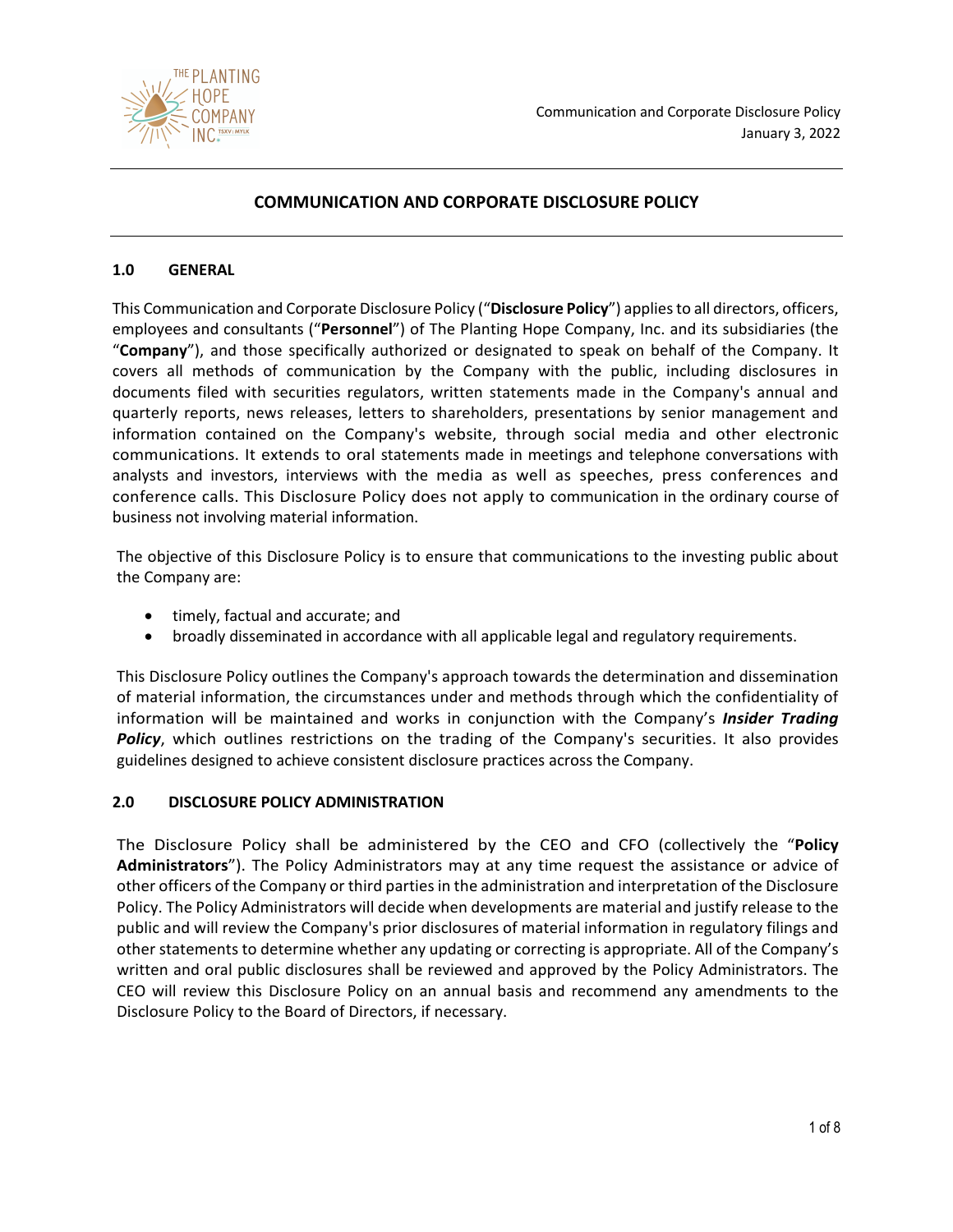# COMMUNICATION AND CORPORATE DISCLOSURE POLICY

## 1.0 GENERAL

This Communication and Corporate Disclosure Policy ("**Disclosure Policy**") applies to all directors, officers, employees and consultants ("**Personnel**") of The Planting Hope Company, Inc. and its subsidiaries (the "**Company**"), and those specifically authorized or designated to speak on behalf of the Company. It covers all methods of communication by the Company with the public, including disclosures in documents filed with securities regulators, written statements made in the Company's annual and quarterly reports, news releases, letters to shareholders, presentations by senior management and information contained on the Company's website, through social media and other electronic communications. It extends to oral statements made in meetings and telephone conversations with analysts and investors, interviews with the media as well as speeches, press conferences and conference calls. This Disclosure Policy does not apply to communication in the ordinary course of business not involving material information.

The objective of this Disclosure Policy is to ensure that communications to the investing public about the Company are:

- timely, factual and accurate; and
- broadly disseminated in accordance with all applicable legal and regulatory requirements.

This Disclosure Policy outlines the Company's approach towards the determination and dissemination of material information, the circumstances under and methods through which the confidentiality of information will be maintained and works in conjunction with the Company's ***Insider Trading Policy***, which outlines restrictions on the trading of the Company's securities. It also provides guidelines designed to achieve consistent disclosure practices across the Company.

## 2.0 DISCLOSURE POLICY ADMINISTRATION

The Disclosure Policy shall be administered by the CEO and CFO (collectively the "**Policy Administrators**"). The Policy Administrators may at any time request the assistance or advice of other officers of the Company or third parties in the administration and interpretation of the Disclosure Policy. The Policy Administrators will decide when developments are material and justify release to the public and will review the Company's prior disclosures of material information in regulatory filings and other statements to determine whether any updating or correcting is appropriate. All of the Company's written and oral public disclosures shall be reviewed and approved by the Policy Administrators. The CEO will review this Disclosure Policy on an annual basis and recommend any amendments to the Disclosure Policy to the Board of Directors, if necessary.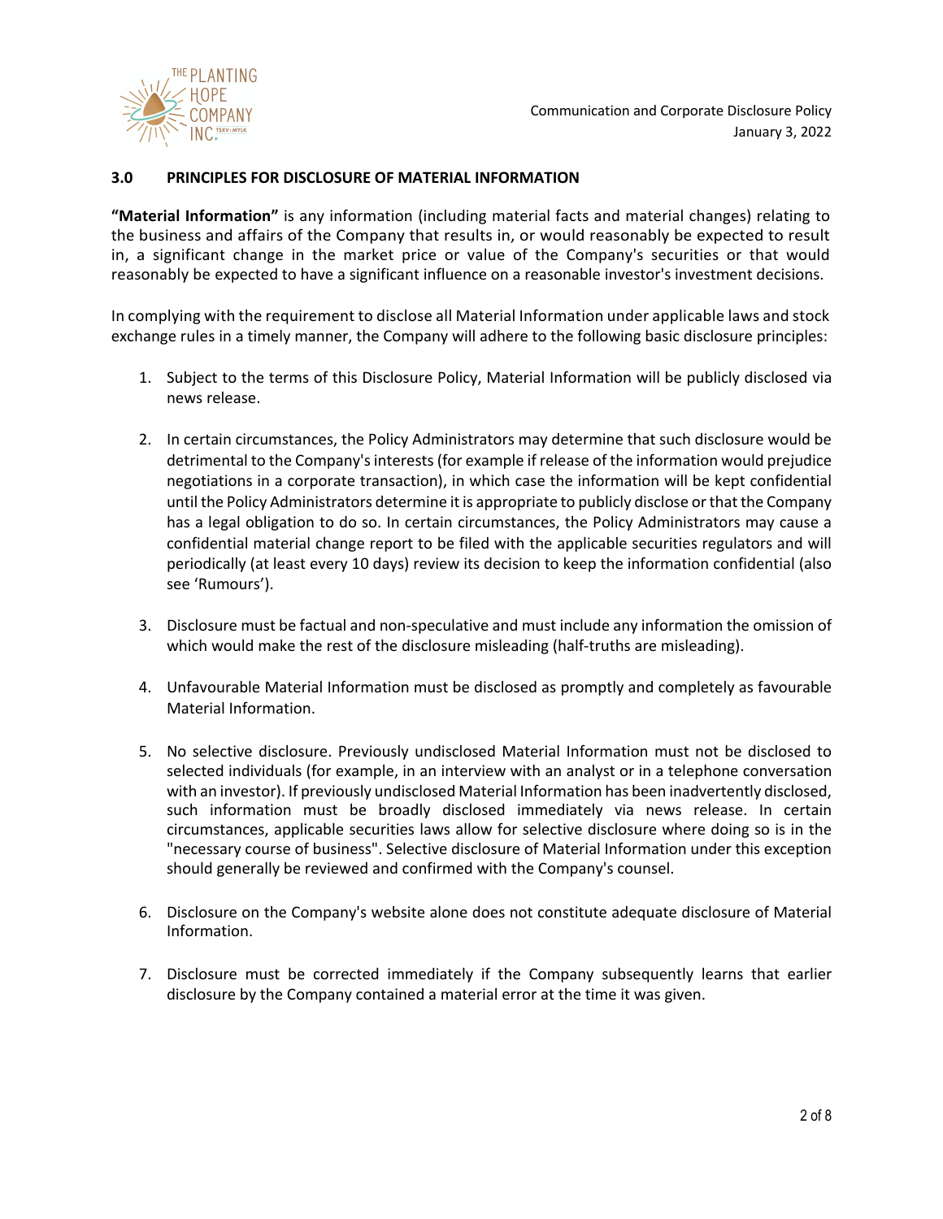### 3.0 PRINCIPLES FOR DISCLOSURE OF MATERIAL INFORMATION

**"Material Information"** is any information (including material facts and material changes) relating to the business and affairs of the Company that results in, or would reasonably be expected to result in, a significant change in the market price or value of the Company's securities or that would reasonably be expected to have a significant influence on a reasonable investor's investment decisions.

In complying with the requirement to disclose all Material Information under applicable laws and stock exchange rules in a timely manner, the Company will adhere to the following basic disclosure principles:

1. Subject to the terms of this Disclosure Policy, Material Information will be publicly disclosed via news release.

2. In certain circumstances, the Policy Administrators may determine that such disclosure would be detrimental to the Company's interests (for example if release of the information would prejudice negotiations in a corporate transaction), in which case the information will be kept confidential until the Policy Administrators determine it is appropriate to publicly disclose or that the Company has a legal obligation to do so. In certain circumstances, the Policy Administrators may cause a confidential material change report to be filed with the applicable securities regulators and will periodically (at least every 10 days) review its decision to keep the information confidential (also see 'Rumours').

3. Disclosure must be factual and non-speculative and must include any information the omission of which would make the rest of the disclosure misleading (half-truths are misleading).

4. Unfavourable Material Information must be disclosed as promptly and completely as favourable Material Information.

5. No selective disclosure. Previously undisclosed Material Information must not be disclosed to selected individuals (for example, in an interview with an analyst or in a telephone conversation with an investor). If previously undisclosed Material Information has been inadvertently disclosed, such information must be broadly disclosed immediately via news release. In certain circumstances, applicable securities laws allow for selective disclosure where doing so is in the "necessary course of business". Selective disclosure of Material Information under this exception should generally be reviewed and confirmed with the Company's counsel.

6. Disclosure on the Company's website alone does not constitute adequate disclosure of Material Information.

7. Disclosure must be corrected immediately if the Company subsequently learns that earlier disclosure by the Company contained a material error at the time it was given.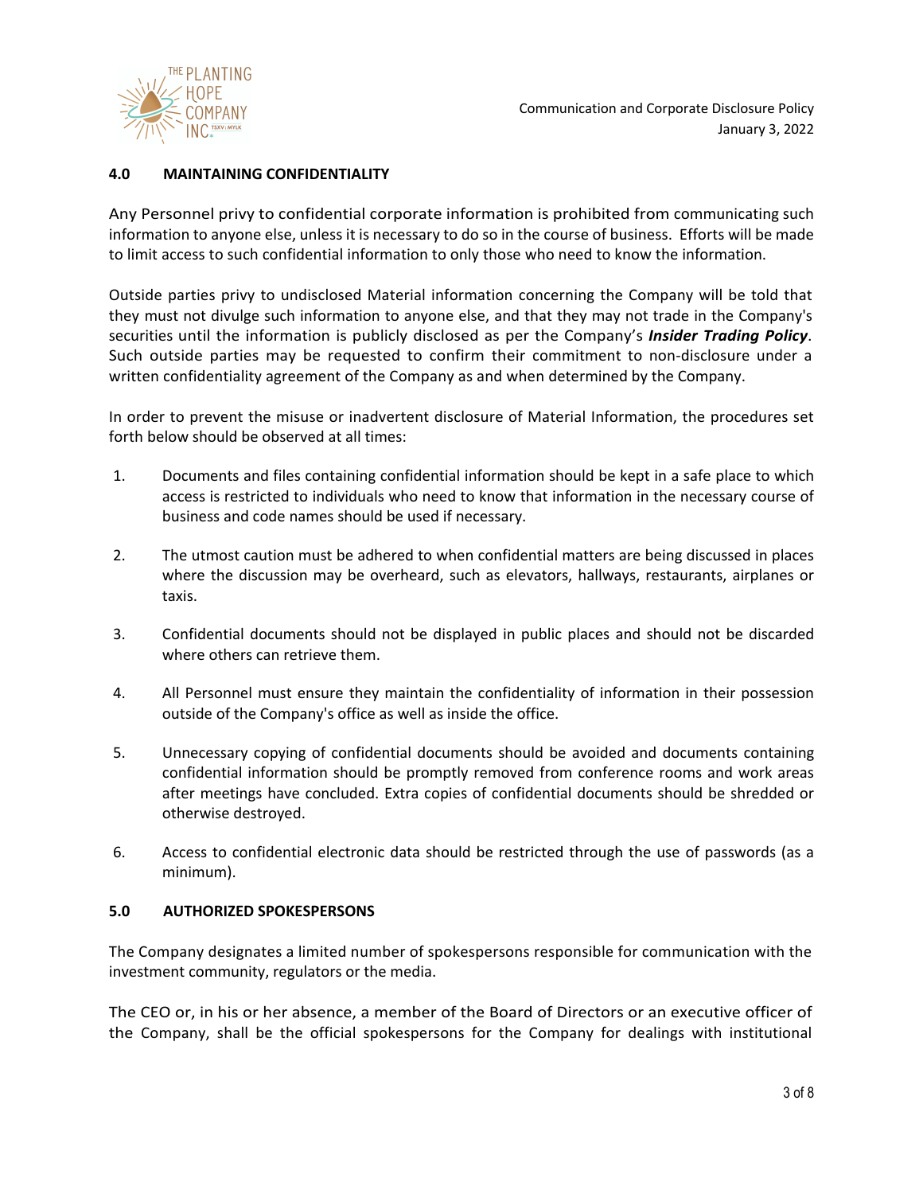## 4.0 MAINTAINING CONFIDENTIALITY

Any Personnel privy to confidential corporate information is prohibited from communicating such information to anyone else, unless it is necessary to do so in the course of business. Efforts will be made to limit access to such confidential information to only those who need to know the information.

Outside parties privy to undisclosed Material information concerning the Company will be told that they must not divulge such information to anyone else, and that they may not trade in the Company's securities until the information is publicly disclosed as per the Company's ***Insider Trading Policy***. Such outside parties may be requested to confirm their commitment to non-disclosure under a written confidentiality agreement of the Company as and when determined by the Company.

In order to prevent the misuse or inadvertent disclosure of Material Information, the procedures set forth below should be observed at all times:

1. Documents and files containing confidential information should be kept in a safe place to which access is restricted to individuals who need to know that information in the necessary course of business and code names should be used if necessary.

2. The utmost caution must be adhered to when confidential matters are being discussed in places where the discussion may be overheard, such as elevators, hallways, restaurants, airplanes or taxis.

3. Confidential documents should not be displayed in public places and should not be discarded where others can retrieve them.

4. All Personnel must ensure they maintain the confidentiality of information in their possession outside of the Company's office as well as inside the office.

5. Unnecessary copying of confidential documents should be avoided and documents containing confidential information should be promptly removed from conference rooms and work areas after meetings have concluded. Extra copies of confidential documents should be shredded or otherwise destroyed.

6. Access to confidential electronic data should be restricted through the use of passwords (as a minimum).

## 5.0 AUTHORIZED SPOKESPERSONS

The Company designates a limited number of spokespersons responsible for communication with the investment community, regulators or the media.

The CEO or, in his or her absence, a member of the Board of Directors or an executive officer of the Company, shall be the official spokespersons for the Company for dealings with institutional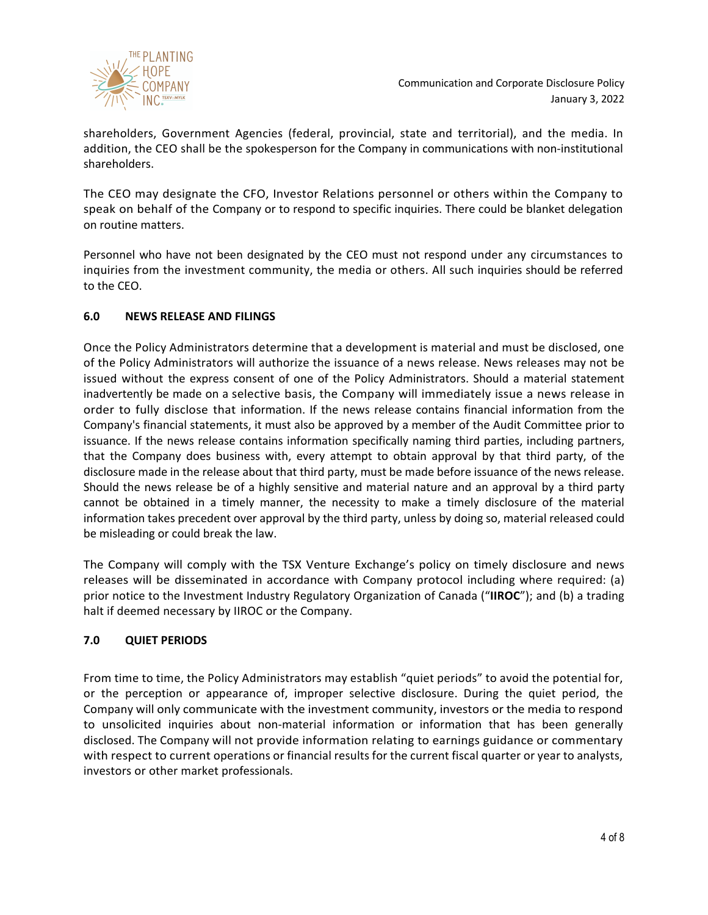shareholders, Government Agencies (federal, provincial, state and territorial), and the media. In addition, the CEO shall be the spokesperson for the Company in communications with non-institutional shareholders.

The CEO may designate the CFO, Investor Relations personnel or others within the Company to speak on behalf of the Company or to respond to specific inquiries. There could be blanket delegation on routine matters.

Personnel who have not been designated by the CEO must not respond under any circumstances to inquiries from the investment community, the media or others. All such inquiries should be referred to the CEO.

## 6.0 NEWS RELEASE AND FILINGS

Once the Policy Administrators determine that a development is material and must be disclosed, one of the Policy Administrators will authorize the issuance of a news release. News releases may not be issued without the express consent of one of the Policy Administrators. Should a material statement inadvertently be made on a selective basis, the Company will immediately issue a news release in order to fully disclose that information. If the news release contains financial information from the Company's financial statements, it must also be approved by a member of the Audit Committee prior to issuance. If the news release contains information specifically naming third parties, including partners, that the Company does business with, every attempt to obtain approval by that third party, of the disclosure made in the release about that third party, must be made before issuance of the news release. Should the news release be of a highly sensitive and material nature and an approval by a third party cannot be obtained in a timely manner, the necessity to make a timely disclosure of the material information takes precedent over approval by the third party, unless by doing so, material released could be misleading or could break the law.

The Company will comply with the TSX Venture Exchange's policy on timely disclosure and news releases will be disseminated in accordance with Company protocol including where required: (a) prior notice to the Investment Industry Regulatory Organization of Canada ("**IIROC**"); and (b) a trading halt if deemed necessary by IIROC or the Company.

## 7.0 QUIET PERIODS

From time to time, the Policy Administrators may establish "quiet periods" to avoid the potential for, or the perception or appearance of, improper selective disclosure. During the quiet period, the Company will only communicate with the investment community, investors or the media to respond to unsolicited inquiries about non-material information or information that has been generally disclosed. The Company will not provide information relating to earnings guidance or commentary with respect to current operations or financial results for the current fiscal quarter or year to analysts, investors or other market professionals.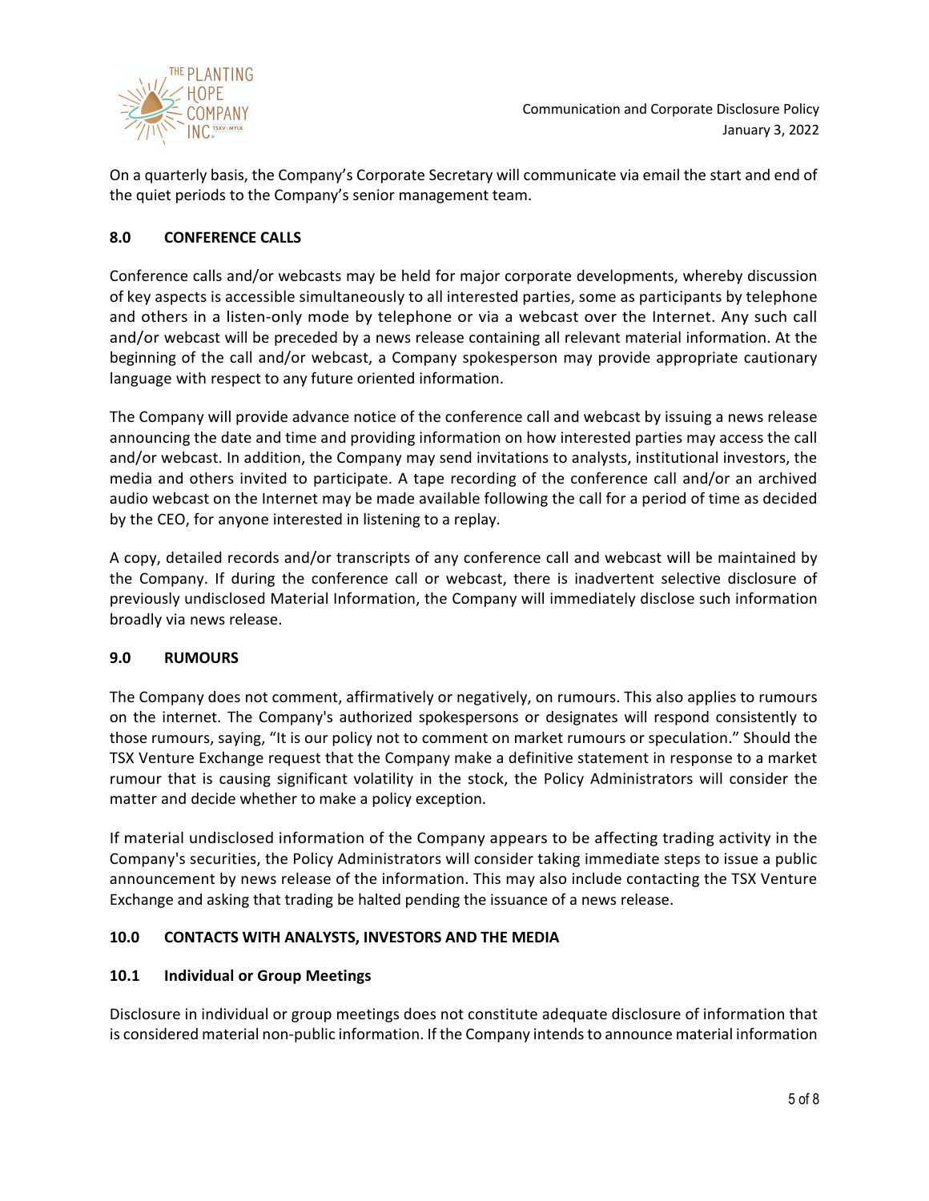On a quarterly basis, the Company's Corporate Secretary will communicate via email the start and end of the quiet periods to the Company's senior management team.

## 8.0 CONFERENCE CALLS

Conference calls and/or webcasts may be held for major corporate developments, whereby discussion of key aspects is accessible simultaneously to all interested parties, some as participants by telephone and others in a listen-only mode by telephone or via a webcast over the Internet. Any such call and/or webcast will be preceded by a news release containing all relevant material information. At the beginning of the call and/or webcast, a Company spokesperson may provide appropriate cautionary language with respect to any future oriented information.

The Company will provide advance notice of the conference call and webcast by issuing a news release announcing the date and time and providing information on how interested parties may access the call and/or webcast. In addition, the Company may send invitations to analysts, institutional investors, the media and others invited to participate. A tape recording of the conference call and/or an archived audio webcast on the Internet may be made available following the call for a period of time as decided by the CEO, for anyone interested in listening to a replay.

A copy, detailed records and/or transcripts of any conference call and webcast will be maintained by the Company. If during the conference call or webcast, there is inadvertent selective disclosure of previously undisclosed Material Information, the Company will immediately disclose such information broadly via news release.

## 9.0 RUMOURS

The Company does not comment, affirmatively or negatively, on rumours. This also applies to rumours on the internet. The Company's authorized spokespersons or designates will respond consistently to those rumours, saying, "It is our policy not to comment on market rumours or speculation." Should the TSX Venture Exchange request that the Company make a definitive statement in response to a market rumour that is causing significant volatility in the stock, the Policy Administrators will consider the matter and decide whether to make a policy exception.

If material undisclosed information of the Company appears to be affecting trading activity in the Company's securities, the Policy Administrators will consider taking immediate steps to issue a public announcement by news release of the information. This may also include contacting the TSX Venture Exchange and asking that trading be halted pending the issuance of a news release.

## 10.0 CONTACTS WITH ANALYSTS, INVESTORS AND THE MEDIA

### 10.1 Individual or Group Meetings

Disclosure in individual or group meetings does not constitute adequate disclosure of information that is considered material non-public information. If the Company intends to announce material information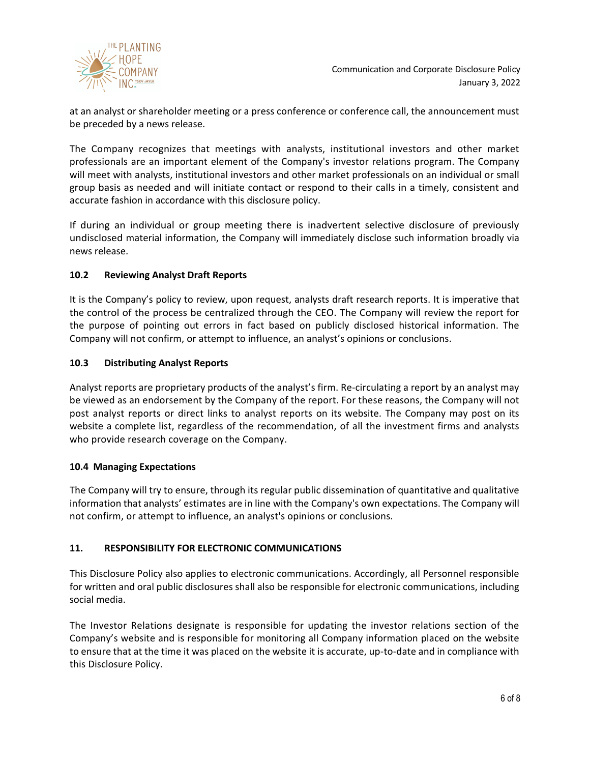at an analyst or shareholder meeting or a press conference or conference call, the announcement must be preceded by a news release.

The Company recognizes that meetings with analysts, institutional investors and other market professionals are an important element of the Company's investor relations program. The Company will meet with analysts, institutional investors and other market professionals on an individual or small group basis as needed and will initiate contact or respond to their calls in a timely, consistent and accurate fashion in accordance with this disclosure policy.

If during an individual or group meeting there is inadvertent selective disclosure of previously undisclosed material information, the Company will immediately disclose such information broadly via news release.

### 10.2 Reviewing Analyst Draft Reports

It is the Company's policy to review, upon request, analysts draft research reports. It is imperative that the control of the process be centralized through the CEO. The Company will review the report for the purpose of pointing out errors in fact based on publicly disclosed historical information. The Company will not confirm, or attempt to influence, an analyst's opinions or conclusions.

### 10.3 Distributing Analyst Reports

Analyst reports are proprietary products of the analyst's firm. Re-circulating a report by an analyst may be viewed as an endorsement by the Company of the report. For these reasons, the Company will not post analyst reports or direct links to analyst reports on its website. The Company may post on its website a complete list, regardless of the recommendation, of all the investment firms and analysts who provide research coverage on the Company.

### 10.4 Managing Expectations

The Company will try to ensure, through its regular public dissemination of quantitative and qualitative information that analysts' estimates are in line with the Company's own expectations. The Company will not confirm, or attempt to influence, an analyst's opinions or conclusions.

## 11. RESPONSIBILITY FOR ELECTRONIC COMMUNICATIONS

This Disclosure Policy also applies to electronic communications. Accordingly, all Personnel responsible for written and oral public disclosures shall also be responsible for electronic communications, including social media.

The Investor Relations designate is responsible for updating the investor relations section of the Company's website and is responsible for monitoring all Company information placed on the website to ensure that at the time it was placed on the website it is accurate, up-to-date and in compliance with this Disclosure Policy.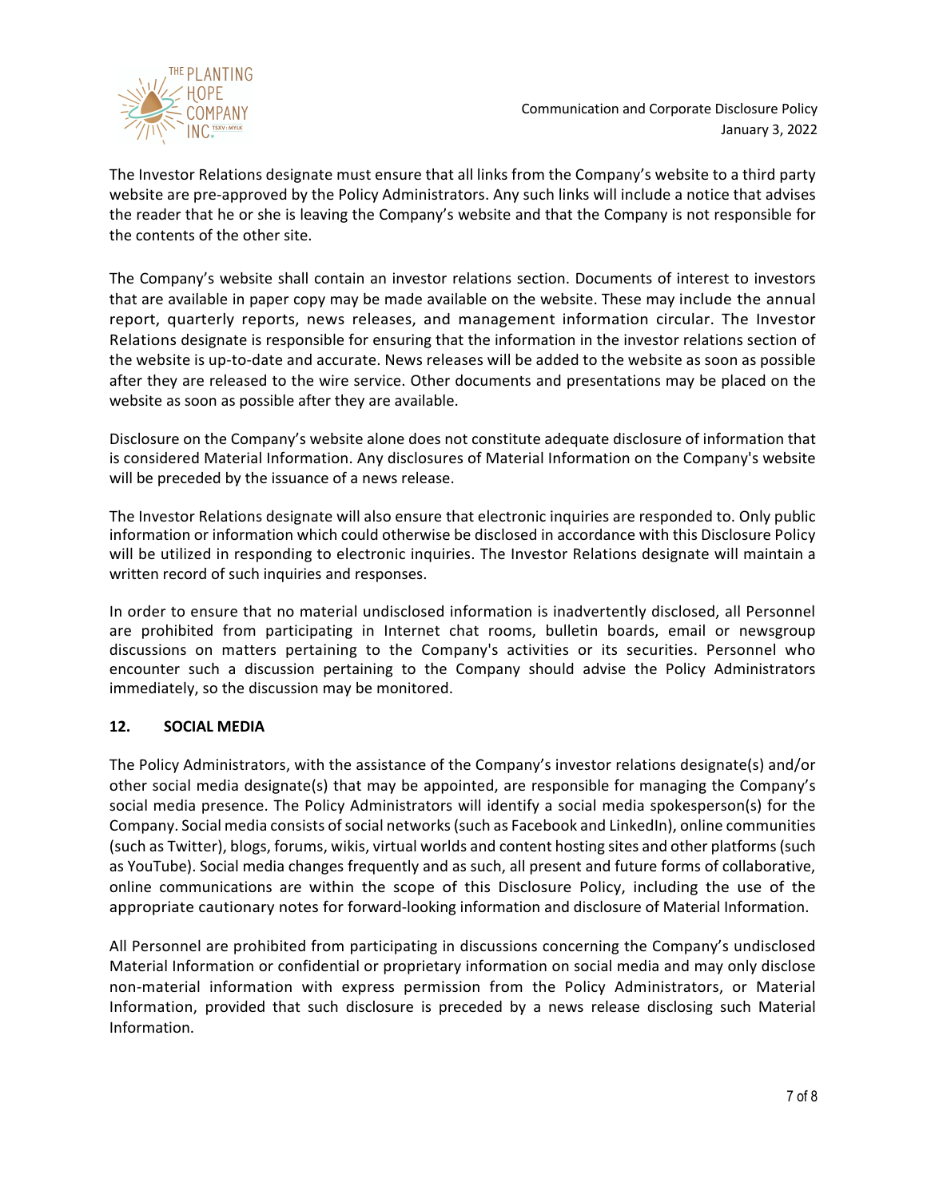The Investor Relations designate must ensure that all links from the Company's website to a third party website are pre-approved by the Policy Administrators. Any such links will include a notice that advises the reader that he or she is leaving the Company's website and that the Company is not responsible for the contents of the other site.

The Company's website shall contain an investor relations section. Documents of interest to investors that are available in paper copy may be made available on the website. These may include the annual report, quarterly reports, news releases, and management information circular. The Investor Relations designate is responsible for ensuring that the information in the investor relations section of the website is up-to-date and accurate. News releases will be added to the website as soon as possible after they are released to the wire service. Other documents and presentations may be placed on the website as soon as possible after they are available.

Disclosure on the Company's website alone does not constitute adequate disclosure of information that is considered Material Information. Any disclosures of Material Information on the Company's website will be preceded by the issuance of a news release.

The Investor Relations designate will also ensure that electronic inquiries are responded to. Only public information or information which could otherwise be disclosed in accordance with this Disclosure Policy will be utilized in responding to electronic inquiries. The Investor Relations designate will maintain a written record of such inquiries and responses.

In order to ensure that no material undisclosed information is inadvertently disclosed, all Personnel are prohibited from participating in Internet chat rooms, bulletin boards, email or newsgroup discussions on matters pertaining to the Company's activities or its securities. Personnel who encounter such a discussion pertaining to the Company should advise the Policy Administrators immediately, so the discussion may be monitored.

## 12. SOCIAL MEDIA

The Policy Administrators, with the assistance of the Company's investor relations designate(s) and/or other social media designate(s) that may be appointed, are responsible for managing the Company's social media presence. The Policy Administrators will identify a social media spokesperson(s) for the Company. Social media consists of social networks (such as Facebook and LinkedIn), online communities (such as Twitter), blogs, forums, wikis, virtual worlds and content hosting sites and other platforms (such as YouTube). Social media changes frequently and as such, all present and future forms of collaborative, online communications are within the scope of this Disclosure Policy, including the use of the appropriate cautionary notes for forward-looking information and disclosure of Material Information.

All Personnel are prohibited from participating in discussions concerning the Company's undisclosed Material Information or confidential or proprietary information on social media and may only disclose non-material information with express permission from the Policy Administrators, or Material Information, provided that such disclosure is preceded by a news release disclosing such Material Information.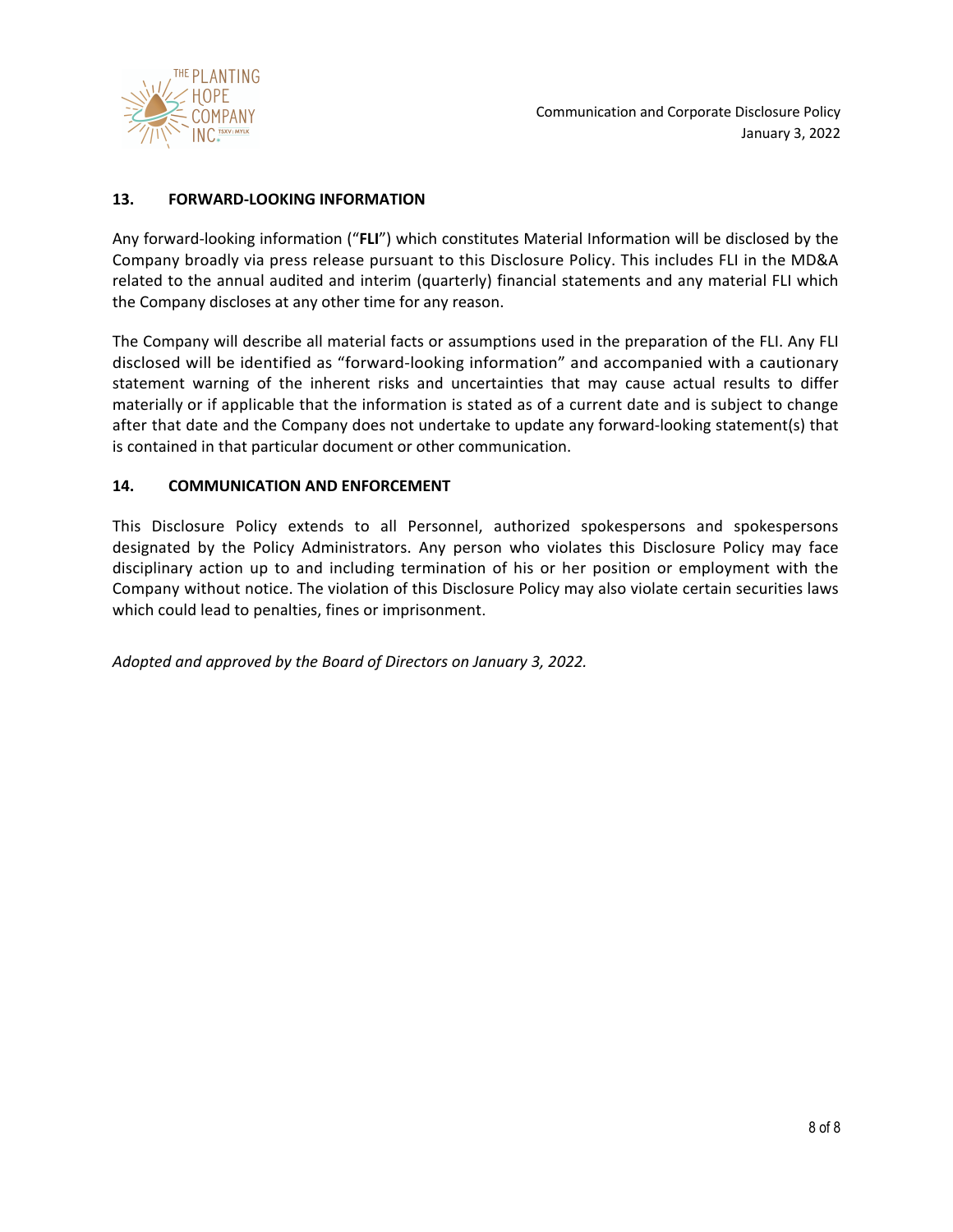## 13. FORWARD-LOOKING INFORMATION

Any forward-looking information ("**FLI**") which constitutes Material Information will be disclosed by the Company broadly via press release pursuant to this Disclosure Policy. This includes FLI in the MD&A related to the annual audited and interim (quarterly) financial statements and any material FLI which the Company discloses at any other time for any reason.

The Company will describe all material facts or assumptions used in the preparation of the FLI. Any FLI disclosed will be identified as "forward-looking information" and accompanied with a cautionary statement warning of the inherent risks and uncertainties that may cause actual results to differ materially or if applicable that the information is stated as of a current date and is subject to change after that date and the Company does not undertake to update any forward-looking statement(s) that is contained in that particular document or other communication.

## 14. COMMUNICATION AND ENFORCEMENT

This Disclosure Policy extends to all Personnel, authorized spokespersons and spokespersons designated by the Policy Administrators. Any person who violates this Disclosure Policy may face disciplinary action up to and including termination of his or her position or employment with the Company without notice. The violation of this Disclosure Policy may also violate certain securities laws which could lead to penalties, fines or imprisonment.

*Adopted and approved by the Board of Directors on January 3, 2022.*